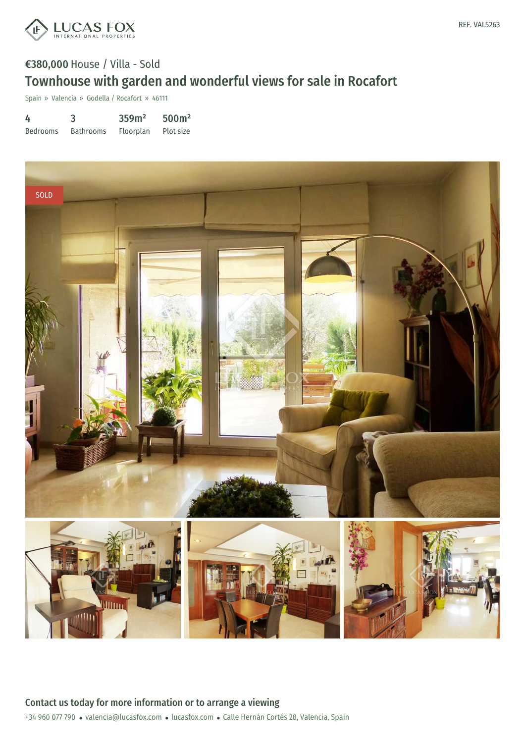REF. VAL5263

€380,000 House / Villa - Sold

# Townhouse with garden and wonderful views for sale in Rocafort

Spain » Valencia » Godella / Rocafort » 46111

| 4 | 3 | 359m² | 500m² |
|---|---|---|---|
| Bedrooms | Bathrooms | Floorplan | Plot size |

SOLD

## Contact us today for more information or to arrange a viewing

+34 960 077 790 • valencia@lucasfox.com • lucasfox.com • Calle Hernán Cortés 28, Valencia, Spain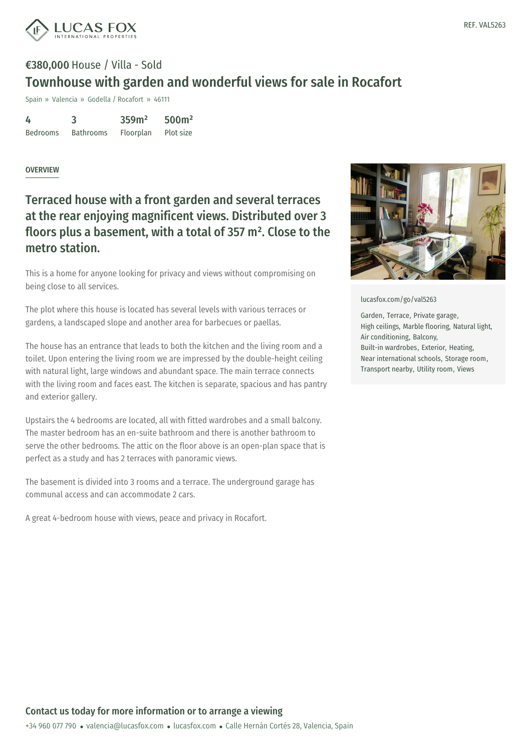REF. VAL5263

**€380,000** House / Villa - Sold

# Townhouse with garden and wonderful views for sale in Rocafort

Spain » Valencia » Godella / Rocafort » 46111

| 4 | 3 | 359m² | 500m² |
|---|---|---|---|
| Bedrooms | Bathrooms | Floorplan | Plot size |

OVERVIEW

## Terraced house with a front garden and several terraces at the rear enjoying magnificent views. Distributed over 3 floors plus a basement, with a total of 357 m². Close to the metro station.

This is a home for anyone looking for privacy and views without compromising on being close to all services.

The plot where this house is located has several levels with various terraces or gardens, a landscaped slope and another area for barbecues or paellas.

The house has an entrance that leads to both the kitchen and the living room and a toilet. Upon entering the living room we are impressed by the double-height ceiling with natural light, large windows and abundant space. The main terrace connects with the living room and faces east. The kitchen is separate, spacious and has pantry and exterior gallery.

Upstairs the 4 bedrooms are located, all with fitted wardrobes and a small balcony. The master bedroom has an en-suite bathroom and there is another bathroom to serve the other bedrooms. The attic on the floor above is an open-plan space that is perfect as a study and has 2 terraces with panoramic views.

The basement is divided into 3 rooms and a terrace. The underground garage has communal access and can accommodate 2 cars.

A great 4-bedroom house with views, peace and privacy in Rocafort.

lucasfox.com/go/val5263

Garden, Terrace, Private garage, High ceilings, Marble flooring, Natural light, Air conditioning, Balcony, Built-in wardrobes, Exterior, Heating, Near international schools, Storage room, Transport nearby, Utility room, Views

**Contact us today for more information or to arrange a viewing**

+34 960 077 790 • valencia@lucasfox.com • lucasfox.com • Calle Hernán Cortés 28, Valencia, Spain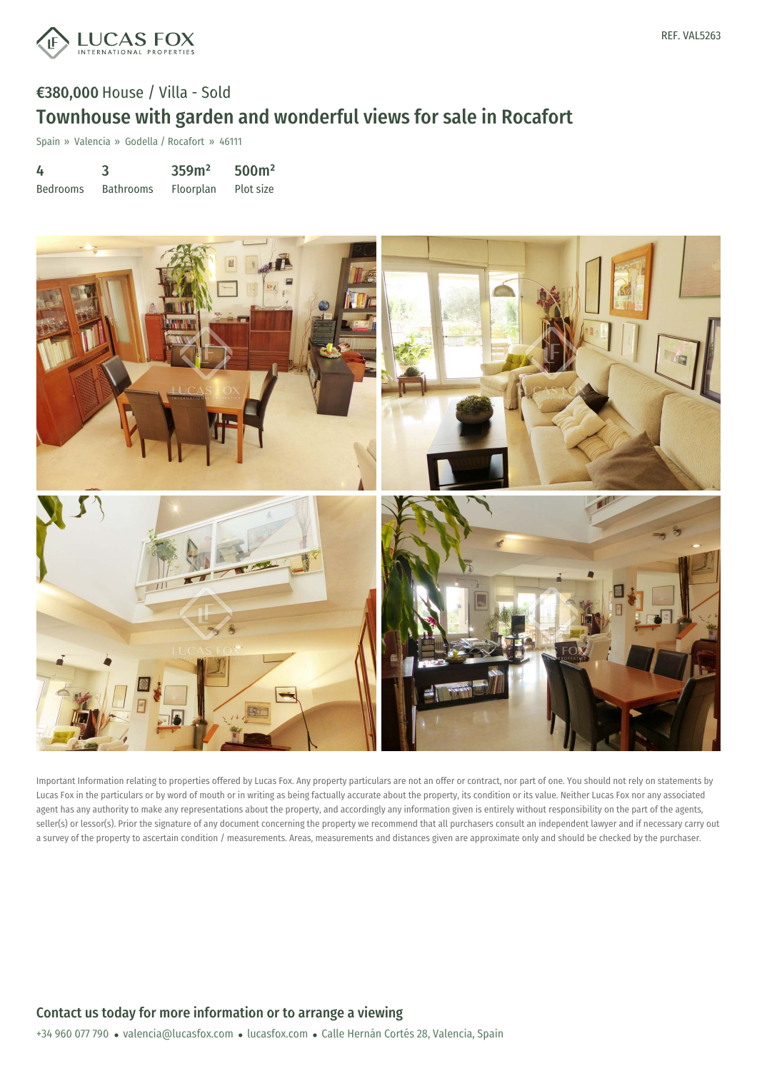REF. VAL5263

**€380,000** House / Villa - Sold

# Townhouse with garden and wonderful views for sale in Rocafort

Spain » Valencia » Godella / Rocafort » 46111

| 4 | 3 | 359m² | 500m² |
| --- | --- | --- | --- |
| Bedrooms | Bathrooms | Floorplan | Plot size |

Important Information relating to properties offered by Lucas Fox. Any property particulars are not an offer or contract, nor part of one. You should not rely on statements by Lucas Fox in the particulars or by word of mouth or in writing as being factually accurate about the property, its condition or its value. Neither Lucas Fox nor any associated agent has any authority to make any representations about the property, and accordingly any information given is entirely without responsibility on the part of the agents, seller(s) or lessor(s). Prior the signature of any document concerning the property we recommend that all purchasers consult an independent lawyer and if necessary carry out a survey of the property to ascertain condition / measurements. Areas, measurements and distances given are approximate only and should be checked by the purchaser.

## Contact us today for more information or to arrange a viewing

+34 960 077 790 • valencia@lucasfox.com • lucasfox.com • Calle Hernán Cortés 28, Valencia, Spain